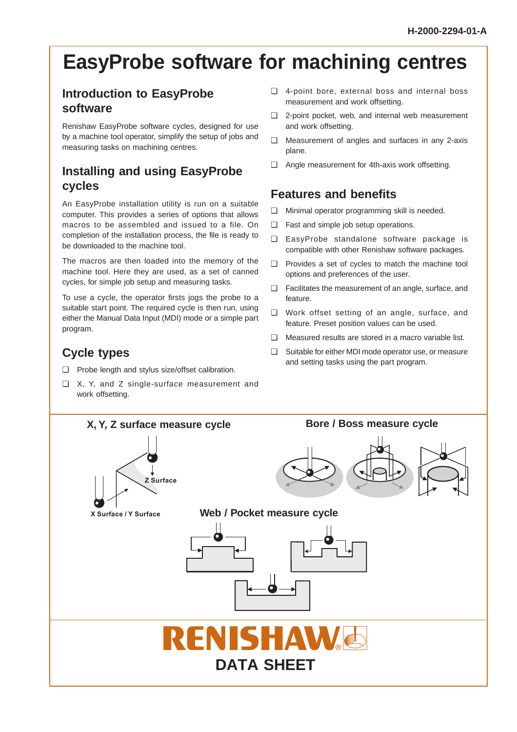H-2000-2294-01-A

# EasyProbe software for machining centres

## Introduction to EasyProbe software

Renishaw EasyProbe software cycles, designed for use by a machine tool operator, simplify the setup of jobs and measuring tasks on machining centres.

## Installing and using EasyProbe cycles

An EasyProbe installation utility is run on a suitable computer. This provides a series of options that allows macros to be assembled and issued to a file. On completion of the installation process, the file is ready to be downloaded to the machine tool.

The macros are then loaded into the memory of the machine tool. Here they are used, as a set of canned cycles, for simple job setup and measuring tasks.

To use a cycle, the operator firsts jogs the probe to a suitable start point. The required cycle is then run, using either the Manual Data Input (MDI) mode or a simple part program.

## Cycle types

- ❑ Probe length and stylus size/offset calibration.
- ❑ X, Y, and Z single-surface measurement and work offsetting.
- ❑ 4-point bore, external boss and internal boss measurement and work offsetting.
- ❑ 2-point pocket, web, and internal web measurement and work offsetting.
- ❑ Measurement of angles and surfaces in any 2-axis plane.
- ❑ Angle measurement for 4th-axis work offsetting.

## Features and benefits

- ❑ Minimal operator programming skill is needed.
- ❑ Fast and simple job setup operations.
- ❑ EasyProbe standalone software package is compatible with other Renishaw software packages.
- ❑ Provides a set of cycles to match the machine tool options and preferences of the user.
- ❑ Facilitates the measurement of an angle, surface, and feature.
- ❑ Work offset setting of an angle, surface, and feature. Preset position values can be used.
- ❑ Measured results are stored in a macro variable list.
- ❑ Suitable for either MDI mode operator use, or measure and setting tasks using the part program.

**X, Y, Z surface measure cycle**

Z Surface

X Surface / Y Surface

**Bore / Boss measure cycle**

**Web / Pocket measure cycle**

RENISHAW

DATA SHEET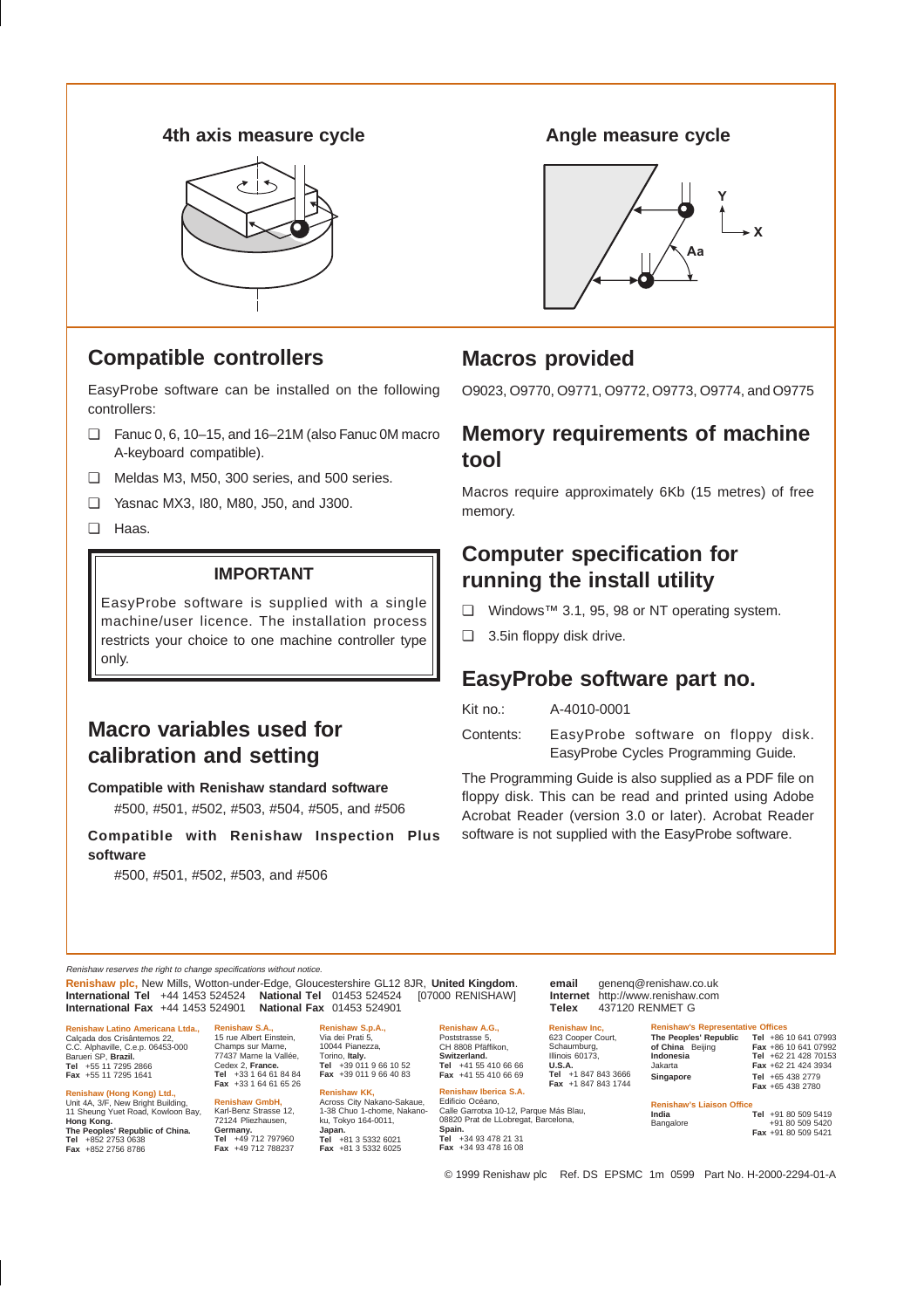## 4th axis measure cycle

## Angle measure cycle

Y

X

Aa

## Compatible controllers

EasyProbe software can be installed on the following controllers:

- ❑ Fanuc 0, 6, 10–15, and 16–21M (also Fanuc 0M macro A-keyboard compatible).
- ❑ Meldas M3, M50, 300 series, and 500 series.
- ❑ Yasnac MX3, I80, M80, J50, and J300.
- ❑ Haas.

**IMPORTANT**

EasyProbe software is supplied with a single machine/user licence. The installation process restricts your choice to one machine controller type only.

## Macro variables used for calibration and setting

**Compatible with Renishaw standard software**

#500, #501, #502, #503, #504, #505, and #506

**Compatible with Renishaw Inspection Plus software**

#500, #501, #502, #503, and #506

## Macros provided

O9023, O9770, O9771, O9772, O9773, O9774, and O9775

## Memory requirements of machine tool

Macros require approximately 6Kb (15 metres) of free memory.

## Computer specification for running the install utility

- ❑ Windows™ 3.1, 95, 98 or NT operating system.
- ❑ 3.5in floppy disk drive.

## EasyProbe software part no.

Kit no.: A-4010-0001

Contents: EasyProbe software on floppy disk. EasyProbe Cycles Programming Guide.

The Programming Guide is also supplied as a PDF file on floppy disk. This can be read and printed using Adobe Acrobat Reader (version 3.0 or later). Acrobat Reader software is not supplied with the EasyProbe software.

*Renishaw reserves the right to change specifications without notice.*

**Renishaw plc,** New Mills, Wotton-under-Edge, Gloucestershire GL12 8JR, **United Kingdom**.
**International Tel** +44 1453 524524 **National Tel** 01453 524524 [07000 RENISHAW]
**International Fax** +44 1453 524901 **National Fax** 01453 524901

**email** genenq@renishaw.co.uk
**Internet** http://www.renishaw.com
**Telex** 437120 RENMET G

**Renishaw Latino Americana Ltda.,** Calçada dos Crisântemos 22, C.C. Alphaville, C.e.p. 06453-000 Barueri SP, **Brazil.** **Tel** +55 11 7295 2866 **Fax** +55 11 7295 1641

**Renishaw (Hong Kong) Ltd.,** Unit 4A, 3/F, New Bright Building, 11 Sheung Yuet Road, Kowloon Bay, **Hong Kong. The Peoples' Republic of China.** **Tel** +852 2753 0638 **Fax** +852 2756 8786

**Renishaw S.A.,** 15 rue Albert Einstein, Champs sur Marne, 77437 Marne la Vallée, Cedex 2, **France.** **Tel** +33 1 64 61 84 84 **Fax** +33 1 64 61 65 26

**Renishaw GmbH,** Karl-Benz Strasse 12, 72124 Pliezhausen, **Germany.** **Tel** +49 712 797960 **Fax** +49 712 788237

**Renishaw S.p.A.,** Via dei Prati 5, 10044 Pianezza, Torino, **Italy.** **Tel** +39 011 9 66 10 52 **Fax** +39 011 9 66 40 83

**Renishaw KK,** Across City Nakano-Sakaue, 1-38 Chuo 1-chome, Nakano-ku, Tokyo 164-0011, **Japan.** **Tel** +81 3 5332 6021 **Fax** +81 3 5332 6025

**Renishaw A.G.,** Poststrasse 5, CH 8808 Pfäffikon, **Switzerland.** **Tel** +41 55 410 66 66 **Fax** +41 55 410 66 69

**Renishaw Iberica S.A.** Edificio Océano, Calle Garrotxa 10-12, Parque Más Blau, 08820 Prat de LLobregat, Barcelona, **Spain.** **Tel** +34 93 478 21 31 **Fax** +34 93 478 16 08

**Renishaw Inc,** 623 Cooper Court, Schaumburg, Illinois 60173, **U.S.A.** **Tel** +1 847 843 3666 **Fax** +1 847 843 1744

**Renishaw's Representative Offices**
**The Peoples' Republic of China** Beijing **Tel** +86 10 641 07993 **Fax** +86 10 641 07992
**Indonesia** Jakarta **Tel** +62 21 428 70153 **Fax** +62 21 424 3934
**Singapore** **Tel** +65 438 2779 **Fax** +65 438 2780

**Renishaw's Liaison Office**
**India** Bangalore **Tel** +91 80 509 5419 +91 80 509 5420 **Fax** +91 80 509 5421

© 1999 Renishaw plc Ref. DS EPSMC 1m 0599 Part No. H-2000-2294-01-A